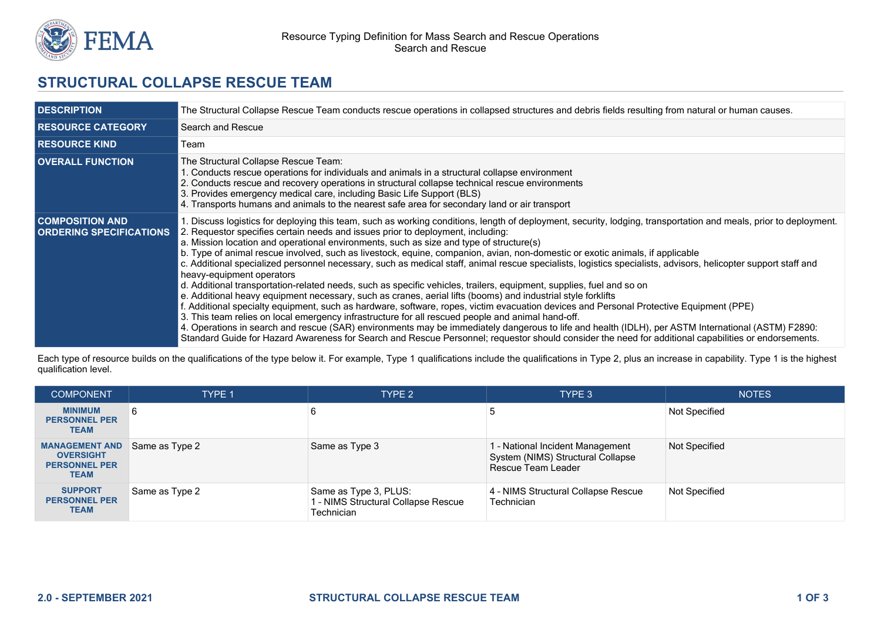Resource Typing Definition for Mass Search and Rescue Operations
Search and Rescue

# STRUCTURAL COLLAPSE RESCUE TEAM

| | |
|---|---|
| **DESCRIPTION** | The Structural Collapse Rescue Team conducts rescue operations in collapsed structures and debris fields resulting from natural or human causes. |
| **RESOURCE CATEGORY** | Search and Rescue |
| **RESOURCE KIND** | Team |
| **OVERALL FUNCTION** | The Structural Collapse Rescue Team:<br>1. Conducts rescue operations for individuals and animals in a structural collapse environment<br>2. Conducts rescue and recovery operations in structural collapse technical rescue environments<br>3. Provides emergency medical care, including Basic Life Support (BLS)<br>4. Transports humans and animals to the nearest safe area for secondary land or air transport |
| **COMPOSITION AND ORDERING SPECIFICATIONS** | 1. Discuss logistics for deploying this team, such as working conditions, length of deployment, security, lodging, transportation and meals, prior to deployment.<br>2. Requestor specifies certain needs and issues prior to deployment, including:<br>a. Mission location and operational environments, such as size and type of structure(s)<br>b. Type of animal rescue involved, such as livestock, equine, companion, avian, non-domestic or exotic animals, if applicable<br>c. Additional specialized personnel necessary, such as medical staff, animal rescue specialists, logistics specialists, advisors, helicopter support staff and heavy-equipment operators<br>d. Additional transportation-related needs, such as specific vehicles, trailers, equipment, supplies, fuel and so on<br>e. Additional heavy equipment necessary, such as cranes, aerial lifts (booms) and industrial style forklifts<br>f. Additional specialty equipment, such as hardware, software, ropes, victim evacuation devices and Personal Protective Equipment (PPE)<br>3. This team relies on local emergency infrastructure for all rescued people and animal hand-off.<br>4. Operations in search and rescue (SAR) environments may be immediately dangerous to life and health (IDLH), per ASTM International (ASTM) F2890: Standard Guide for Hazard Awareness for Search and Rescue Personnel; requestor should consider the need for additional capabilities or endorsements. |

Each type of resource builds on the qualifications of the type below it. For example, Type 1 qualifications include the qualifications in Type 2, plus an increase in capability. Type 1 is the highest qualification level.

| COMPONENT | TYPE 1 | TYPE 2 | TYPE 3 | NOTES |
|---|---|---|---|---|
| **MINIMUM PERSONNEL PER TEAM** | 6 | 6 | 5 | Not Specified |
| **MANAGEMENT AND OVERSIGHT PERSONNEL PER TEAM** | Same as Type 2 | Same as Type 3 | 1 - National Incident Management System (NIMS) Structural Collapse Rescue Team Leader | Not Specified |
| **SUPPORT PERSONNEL PER TEAM** | Same as Type 2 | Same as Type 3, PLUS:<br>1 - NIMS Structural Collapse Rescue Technician | 4 - NIMS Structural Collapse Rescue Technician | Not Specified |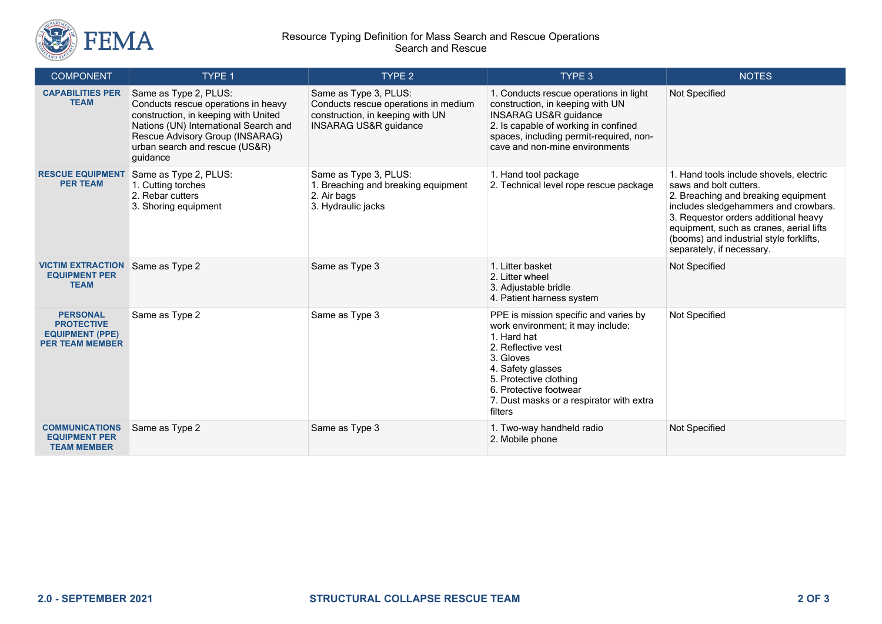| COMPONENT | TYPE 1 | TYPE 2 | TYPE 3 | NOTES |
|---|---|---|---|---|
| **CAPABILITIES PER TEAM** | Same as Type 2, PLUS:<br>Conducts rescue operations in heavy construction, in keeping with United Nations (UN) International Search and Rescue Advisory Group (INSARAG) urban search and rescue (US&R) guidance | Same as Type 3, PLUS:<br>Conducts rescue operations in medium construction, in keeping with UN INSARAG US&R guidance | 1. Conducts rescue operations in light construction, in keeping with UN INSARAG US&R guidance<br>2. Is capable of working in confined spaces, including permit-required, non-cave and non-mine environments | Not Specified |
| **RESCUE EQUIPMENT PER TEAM** | Same as Type 2, PLUS:<br>1. Cutting torches<br>2. Rebar cutters<br>3. Shoring equipment | Same as Type 3, PLUS:<br>1. Breaching and breaking equipment<br>2. Air bags<br>3. Hydraulic jacks | 1. Hand tool package<br>2. Technical level rope rescue package | 1. Hand tools include shovels, electric saws and bolt cutters.<br>2. Breaching and breaking equipment includes sledgehammers and crowbars.<br>3. Requestor orders additional heavy equipment, such as cranes, aerial lifts (booms) and industrial style forklifts, separately, if necessary. |
| **VICTIM EXTRACTION EQUIPMENT PER TEAM** | Same as Type 2 | Same as Type 3 | 1. Litter basket<br>2. Litter wheel<br>3. Adjustable bridle<br>4. Patient harness system | Not Specified |
| **PERSONAL PROTECTIVE EQUIPMENT (PPE) PER TEAM MEMBER** | Same as Type 2 | Same as Type 3 | PPE is mission specific and varies by work environment; it may include:<br>1. Hard hat<br>2. Reflective vest<br>3. Gloves<br>4. Safety glasses<br>5. Protective clothing<br>6. Protective footwear<br>7. Dust masks or a respirator with extra filters | Not Specified |
| **COMMUNICATIONS EQUIPMENT PER TEAM MEMBER** | Same as Type 2 | Same as Type 3 | 1. Two-way handheld radio<br>2. Mobile phone | Not Specified |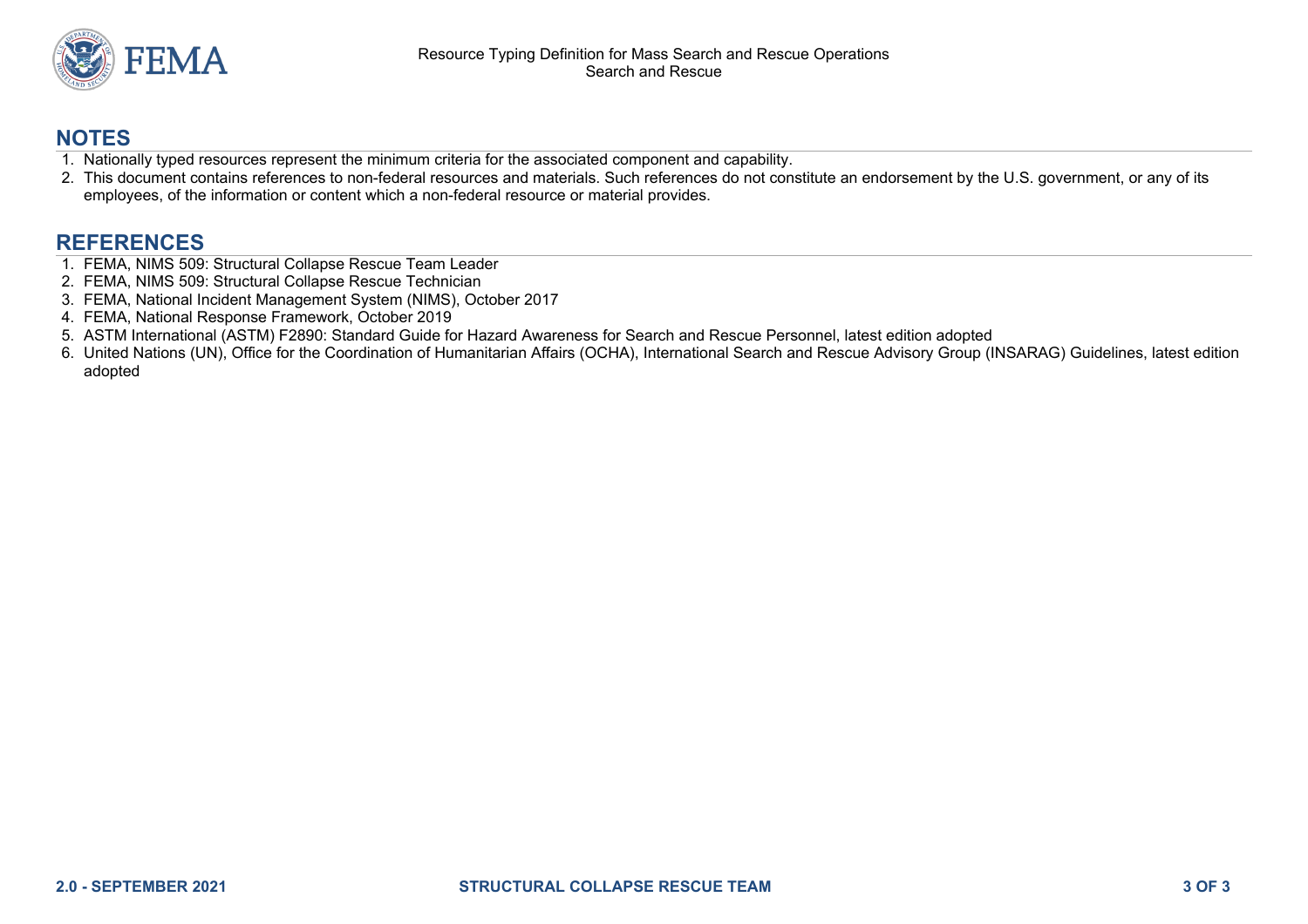## NOTES

1. Nationally typed resources represent the minimum criteria for the associated component and capability.
2. This document contains references to non-federal resources and materials. Such references do not constitute an endorsement by the U.S. government, or any of its employees, of the information or content which a non-federal resource or material provides.

## REFERENCES

1. FEMA, NIMS 509: Structural Collapse Rescue Team Leader
2. FEMA, NIMS 509: Structural Collapse Rescue Technician
3. FEMA, National Incident Management System (NIMS), October 2017
4. FEMA, National Response Framework, October 2019
5. ASTM International (ASTM) F2890: Standard Guide for Hazard Awareness for Search and Rescue Personnel, latest edition adopted
6. United Nations (UN), Office for the Coordination of Humanitarian Affairs (OCHA), International Search and Rescue Advisory Group (INSARAG) Guidelines, latest edition adopted